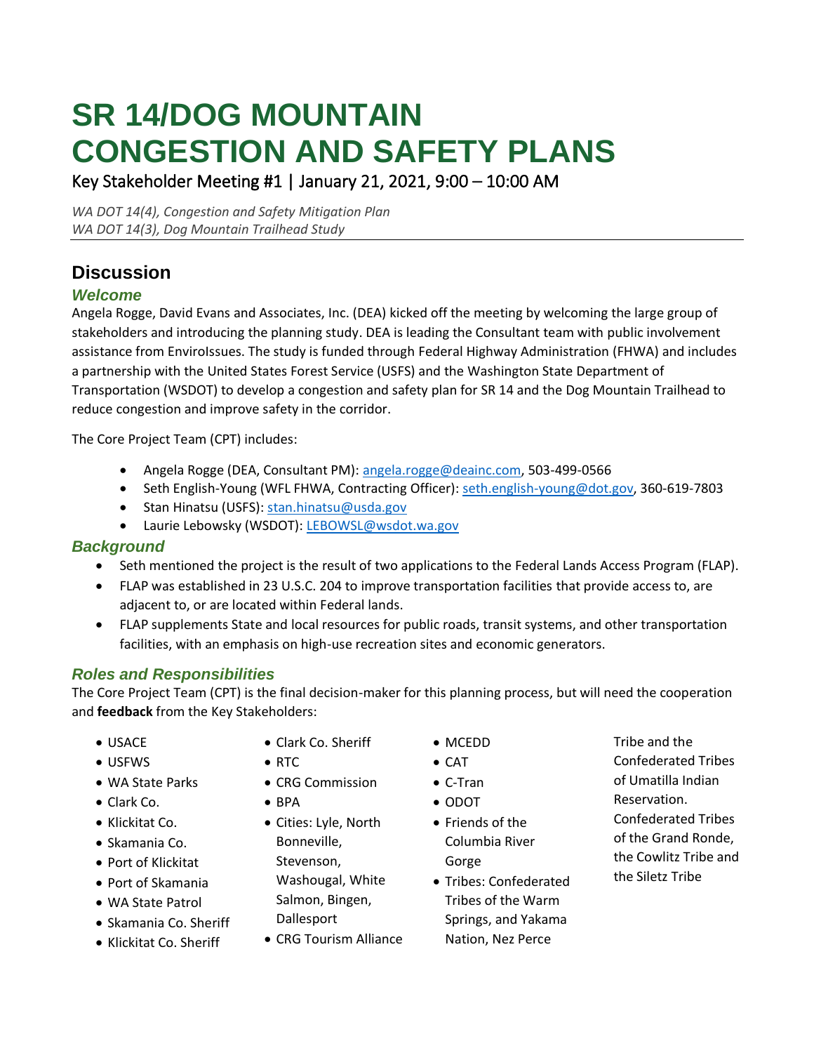# SR 14/DOG MOUNTAIN CONGESTION AND SAFETY PLANS

Key Stakeholder Meeting #1 | January 21, 2021, 9:00 – 10:00 AM

*WA DOT 14(4), Congestion and Safety Mitigation Plan*
*WA DOT 14(3), Dog Mountain Trailhead Study*

---

## Discussion

### *Welcome*

Angela Rogge, David Evans and Associates, Inc. (DEA) kicked off the meeting by welcoming the large group of stakeholders and introducing the planning study. DEA is leading the Consultant team with public involvement assistance from EnviroIssues. The study is funded through Federal Highway Administration (FHWA) and includes a partnership with the United States Forest Service (USFS) and the Washington State Department of Transportation (WSDOT) to develop a congestion and safety plan for SR 14 and the Dog Mountain Trailhead to reduce congestion and improve safety in the corridor.

The Core Project Team (CPT) includes:

- Angela Rogge (DEA, Consultant PM): angela.rogge@deainc.com, 503-499-0566
- Seth English-Young (WFL FHWA, Contracting Officer): seth.english-young@dot.gov, 360-619-7803
- Stan Hinatsu (USFS): stan.hinatsu@usda.gov
- Laurie Lebowsky (WSDOT): LEBOWSL@wsdot.wa.gov

### *Background*

- Seth mentioned the project is the result of two applications to the Federal Lands Access Program (FLAP).
- FLAP was established in 23 U.S.C. 204 to improve transportation facilities that provide access to, are adjacent to, or are located within Federal lands.
- FLAP supplements State and local resources for public roads, transit systems, and other transportation facilities, with an emphasis on high-use recreation sites and economic generators.

### *Roles and Responsibilities*

The Core Project Team (CPT) is the final decision-maker for this planning process, but will need the cooperation and **feedback** from the Key Stakeholders:

- USACE
- USFWS
- WA State Parks
- Clark Co.
- Klickitat Co.
- Skamania Co.
- Port of Klickitat
- Port of Skamania
- WA State Patrol
- Skamania Co. Sheriff
- Klickitat Co. Sheriff
- Clark Co. Sheriff
- RTC
- CRG Commission
- BPA
- Cities: Lyle, North Bonneville, Stevenson, Washougal, White Salmon, Bingen, Dallesport
- CRG Tourism Alliance
- MCEDD
- CAT
- C-Tran
- ODOT
- Friends of the Columbia River Gorge
- Tribes: Confederated Tribes of the Warm Springs, and Yakama Nation, Nez Perce Tribe and the Confederated Tribes of Umatilla Indian Reservation. Confederated Tribes of the Grand Ronde, the Cowlitz Tribe and the Siletz Tribe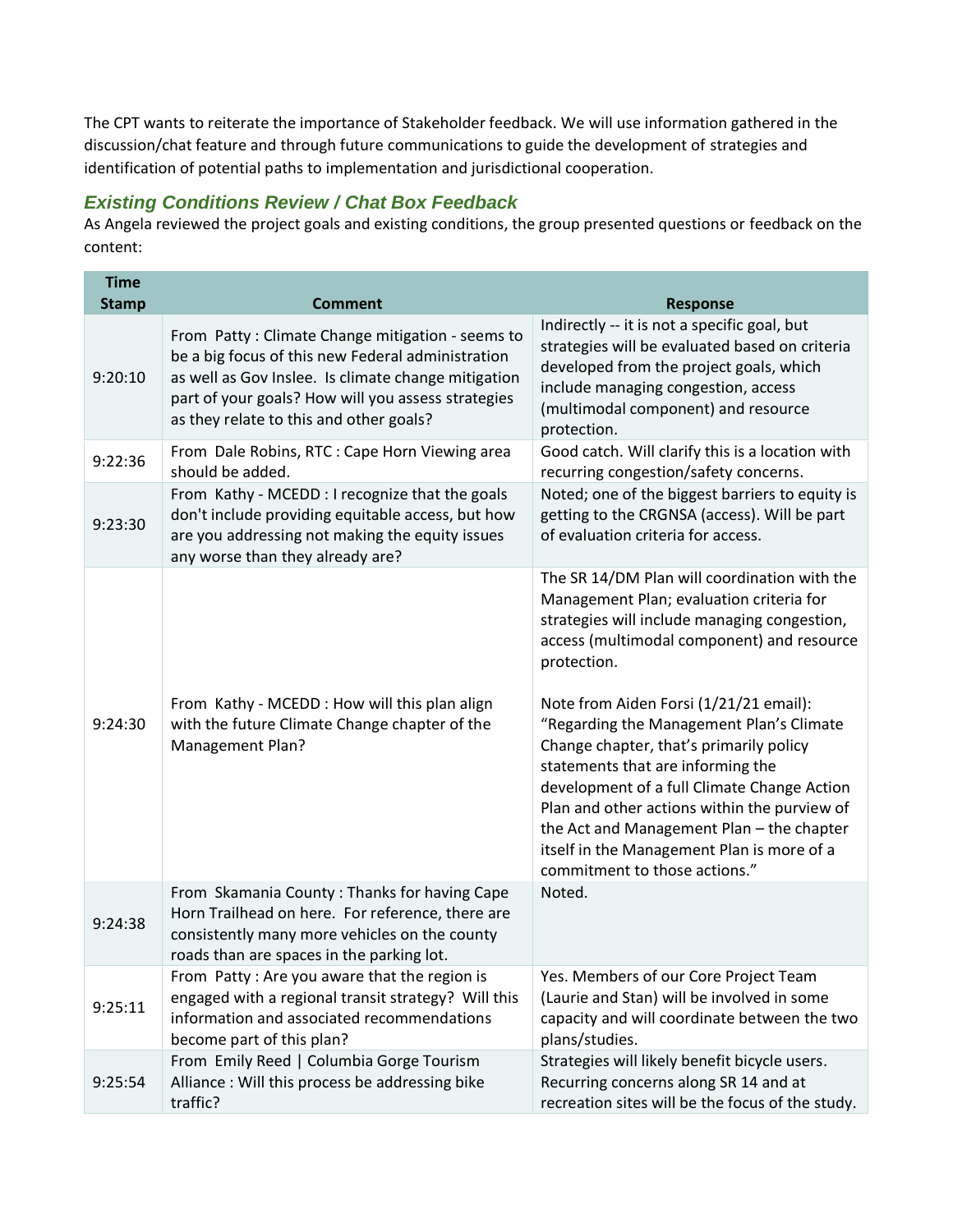The CPT wants to reiterate the importance of Stakeholder feedback. We will use information gathered in the discussion/chat feature and through future communications to guide the development of strategies and identification of potential paths to implementation and jurisdictional cooperation.

### *Existing Conditions Review / Chat Box Feedback*

As Angela reviewed the project goals and existing conditions, the group presented questions or feedback on the content:

| Time Stamp | Comment | Response |
|---|---|---|
| 9:20:10 | From Patty : Climate Change mitigation - seems to be a big focus of this new Federal administration as well as Gov Inslee. Is climate change mitigation part of your goals? How will you assess strategies as they relate to this and other goals? | Indirectly -- it is not a specific goal, but strategies will be evaluated based on criteria developed from the project goals, which include managing congestion, access (multimodal component) and resource protection. |
| 9:22:36 | From Dale Robins, RTC : Cape Horn Viewing area should be added. | Good catch. Will clarify this is a location with recurring congestion/safety concerns. |
| 9:23:30 | From Kathy - MCEDD : I recognize that the goals don't include providing equitable access, but how are you addressing not making the equity issues any worse than they already are? | Noted; one of the biggest barriers to equity is getting to the CRGNSA (access). Will be part of evaluation criteria for access. |
| 9:24:30 | From Kathy - MCEDD : How will this plan align with the future Climate Change chapter of the Management Plan? | The SR 14/DM Plan will coordination with the Management Plan; evaluation criteria for strategies will include managing congestion, access (multimodal component) and resource protection.<br><br>Note from Aiden Forsi (1/21/21 email): "Regarding the Management Plan's Climate Change chapter, that's primarily policy statements that are informing the development of a full Climate Change Action Plan and other actions within the purview of the Act and Management Plan – the chapter itself in the Management Plan is more of a commitment to those actions." |
| 9:24:38 | From Skamania County : Thanks for having Cape Horn Trailhead on here. For reference, there are consistently many more vehicles on the county roads than are spaces in the parking lot. | Noted. |
| 9:25:11 | From Patty : Are you aware that the region is engaged with a regional transit strategy? Will this information and associated recommendations become part of this plan? | Yes. Members of our Core Project Team (Laurie and Stan) will be involved in some capacity and will coordinate between the two plans/studies. |
| 9:25:54 | From Emily Reed \| Columbia Gorge Tourism Alliance : Will this process be addressing bike traffic? | Strategies will likely benefit bicycle users. Recurring concerns along SR 14 and at recreation sites will be the focus of the study. |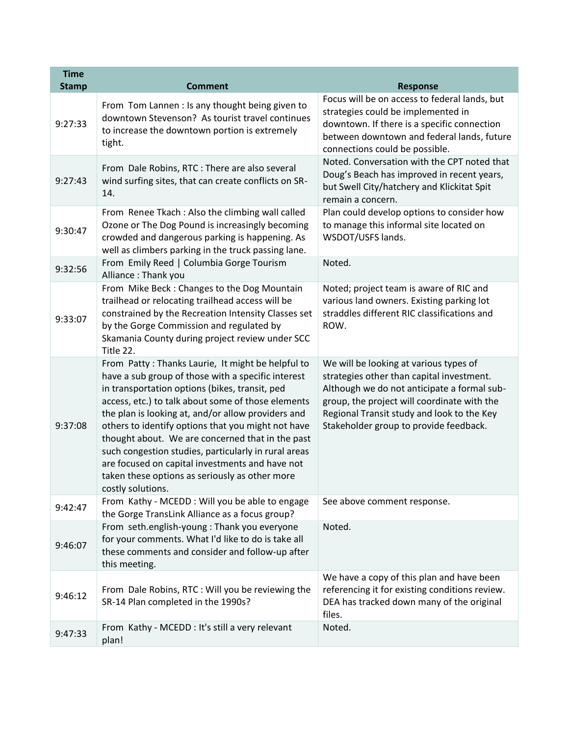| Time Stamp | Comment | Response |
|---|---|---|
| 9:27:33 | From Tom Lannen : Is any thought being given to downtown Stevenson? As tourist travel continues to increase the downtown portion is extremely tight. | Focus will be on access to federal lands, but strategies could be implemented in downtown. If there is a specific connection between downtown and federal lands, future connections could be possible. |
| 9:27:43 | From Dale Robins, RTC : There are also several wind surfing sites, that can create conflicts on SR-14. | Noted. Conversation with the CPT noted that Doug's Beach has improved in recent years, but Swell City/hatchery and Klickitat Spit remain a concern. |
| 9:30:47 | From Renee Tkach : Also the climbing wall called Ozone or The Dog Pound is increasingly becoming crowded and dangerous parking is happening. As well as climbers parking in the truck passing lane. | Plan could develop options to consider how to manage this informal site located on WSDOT/USFS lands. |
| 9:32:56 | From Emily Reed \| Columbia Gorge Tourism Alliance : Thank you | Noted. |
| 9:33:07 | From Mike Beck : Changes to the Dog Mountain trailhead or relocating trailhead access will be constrained by the Recreation Intensity Classes set by the Gorge Commission and regulated by Skamania County during project review under SCC Title 22. | Noted; project team is aware of RIC and various land owners. Existing parking lot straddles different RIC classifications and ROW. |
| 9:37:08 | From Patty : Thanks Laurie, It might be helpful to have a sub group of those with a specific interest in transportation options (bikes, transit, ped access, etc.) to talk about some of those elements the plan is looking at, and/or allow providers and others to identify options that you might not have thought about. We are concerned that in the past such congestion studies, particularly in rural areas are focused on capital investments and have not taken these options as seriously as other more costly solutions. | We will be looking at various types of strategies other than capital investment. Although we do not anticipate a formal sub-group, the project will coordinate with the Regional Transit study and look to the Key Stakeholder group to provide feedback. |
| 9:42:47 | From Kathy - MCEDD : Will you be able to engage the Gorge TransLink Alliance as a focus group? | See above comment response. |
| 9:46:07 | From seth.english-young : Thank you everyone for your comments. What I'd like to do is take all these comments and consider and follow-up after this meeting. | Noted. |
| 9:46:12 | From Dale Robins, RTC : Will you be reviewing the SR-14 Plan completed in the 1990s? | We have a copy of this plan and have been referencing it for existing conditions review. DEA has tracked down many of the original files. |
| 9:47:33 | From Kathy - MCEDD : It's still a very relevant plan! | Noted. |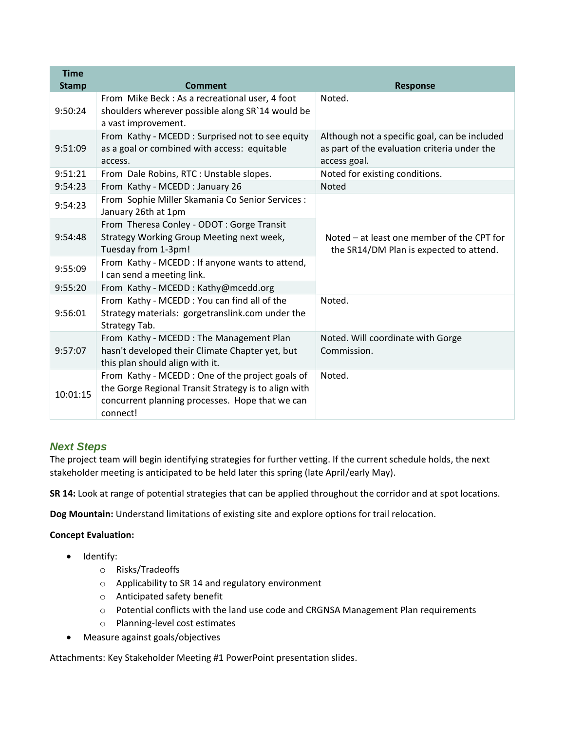| Time Stamp | Comment | Response |
|---|---|---|
| 9:50:24 | From Mike Beck : As a recreational user, 4 foot shoulders wherever possible along SR`14 would be a vast improvement. | Noted. |
| 9:51:09 | From Kathy - MCEDD : Surprised not to see equity as a goal or combined with access: equitable access. | Although not a specific goal, can be included as part of the evaluation criteria under the access goal. |
| 9:51:21 | From Dale Robins, RTC : Unstable slopes. | Noted for existing conditions. |
| 9:54:23 | From Kathy - MCEDD : January 26 | Noted |
| 9:54:23 | From Sophie Miller Skamania Co Senior Services : January 26th at 1pm | Noted – at least one member of the CPT for the SR14/DM Plan is expected to attend. |
| 9:54:48 | From Theresa Conley - ODOT : Gorge Transit Strategy Working Group Meeting next week, Tuesday from 1-3pm! | |
| 9:55:09 | From Kathy - MCEDD : If anyone wants to attend, I can send a meeting link. | |
| 9:55:20 | From Kathy - MCEDD : Kathy@mcedd.org | |
| 9:56:01 | From Kathy - MCEDD : You can find all of the Strategy materials: gorgetranslink.com under the Strategy Tab. | Noted. |
| 9:57:07 | From Kathy - MCEDD : The Management Plan hasn't developed their Climate Chapter yet, but this plan should align with it. | Noted. Will coordinate with Gorge Commission. |
| 10:01:15 | From Kathy - MCEDD : One of the project goals of the Gorge Regional Transit Strategy is to align with concurrent planning processes. Hope that we can connect! | Noted. |

## *Next Steps*

The project team will begin identifying strategies for further vetting. If the current schedule holds, the next stakeholder meeting is anticipated to be held later this spring (late April/early May).

**SR 14:** Look at range of potential strategies that can be applied throughout the corridor and at spot locations.

**Dog Mountain:** Understand limitations of existing site and explore options for trail relocation.

**Concept Evaluation:**

- Identify:
  - Risks/Tradeoffs
  - Applicability to SR 14 and regulatory environment
  - Anticipated safety benefit
  - Potential conflicts with the land use code and CRGNSA Management Plan requirements
  - Planning-level cost estimates
- Measure against goals/objectives

Attachments: Key Stakeholder Meeting #1 PowerPoint presentation slides.